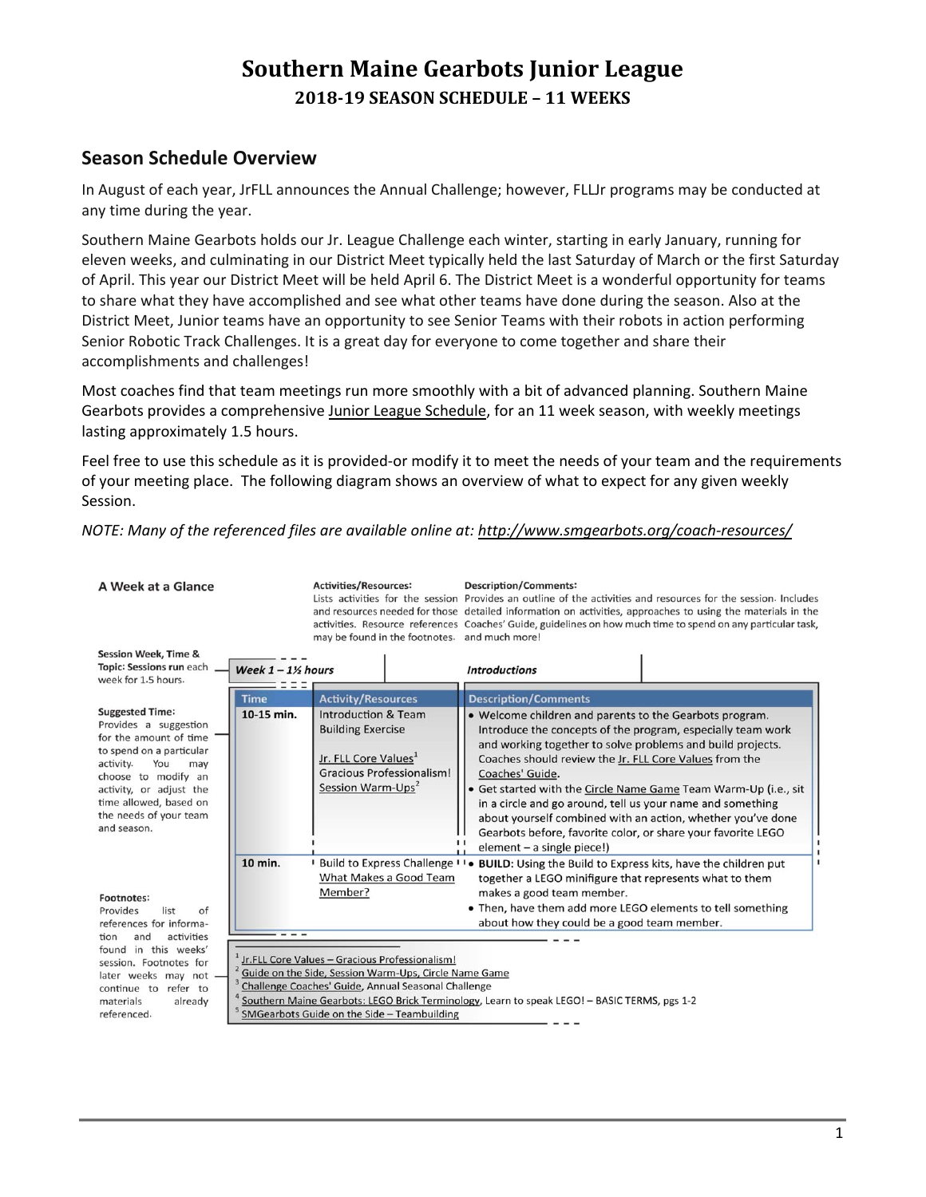# Southern Maine Gearbots Junior League

## 2018-19 SEASON SCHEDULE – 11 WEEKS

## Season Schedule Overview

In August of each year, JrFLL announces the Annual Challenge; however, FLLJr programs may be conducted at any time during the year.

Southern Maine Gearbots holds our Jr. League Challenge each winter, starting in early January, running for eleven weeks, and culminating in our District Meet typically held the last Saturday of March or the first Saturday of April. This year our District Meet will be held April 6. The District Meet is a wonderful opportunity for teams to share what they have accomplished and see what other teams have done during the season. Also at the District Meet, Junior teams have an opportunity to see Senior Teams with their robots in action performing Senior Robotic Track Challenges. It is a great day for everyone to come together and share their accomplishments and challenges!

Most coaches find that team meetings run more smoothly with a bit of advanced planning. Southern Maine Gearbots provides a comprehensive Junior League Schedule, for an 11 week season, with weekly meetings lasting approximately 1.5 hours.

Feel free to use this schedule as it is provided-or modify it to meet the needs of your team and the requirements of your meeting place. The following diagram shows an overview of what to expect for any given weekly Session.

*NOTE: Many of the referenced files are available online at: http://www.smgearbots.org/coach-resources/*

**A Week at a Glance**

**Activities/Resources:** Lists activities for the session and resources needed for those activities. Resource references may be found in the footnotes.

**Description/Comments:** Provides an outline of the activities and resources for the session. Includes detailed information on activities, approaches to using the materials in the Coaches' Guide, guidelines on how much time to spend on any particular task, and much more!

**Session Week, Time & Topic:** Sessions run each week for 1.5 hours.

**Suggested Time:** Provides a suggestion for the amount of time to spend on a particular activity. You may choose to modify an activity, or adjust the time allowed, based on the needs of your team and season.

**Footnotes:** Provides list of references for information and activities found in this weeks' session. Footnotes for later weeks may not continue to refer to materials already referenced.

***Week 1 – 1½ hours*** — ***Introductions***

| Time | Activity/Resources | Description/Comments |
|---|---|---|
| 10-15 min. | Introduction & Team Building Exercise<br><br>Jr. FLL Core Values[1]<br>Gracious Professionalism!<br>Session Warm-Ups[2] | • Welcome children and parents to the Gearbots program. Introduce the concepts of the program, especially team work and working together to solve problems and build projects. Coaches should review the Jr. FLL Core Values from the Coaches' Guide.<br>• Get started with the Circle Name Game Team Warm-Up (i.e., sit in a circle and go around, tell us your name and something about yourself combined with an action, whether you've done Gearbots before, favorite color, or share your favorite LEGO element – a single piece!) |
| 10 min. | Build to Express Challenge<br>What Makes a Good Team Member? | • **BUILD**: Using the Build to Express kits, have the children put together a LEGO minifigure that represents what to them makes a good team member.<br>• Then, have them add more LEGO elements to tell something about how they could be a good team member. |

[1] Jr.FLL Core Values – Gracious Professionalism!
[2] Guide on the Side, Session Warm-Ups, Circle Name Game
[3] Challenge Coaches' Guide, Annual Seasonal Challenge
[4] Southern Maine Gearbots: LEGO Brick Terminology, Learn to speak LEGO! – BASIC TERMS, pgs 1-2
[5] SMGearbots Guide on the Side – Teambuilding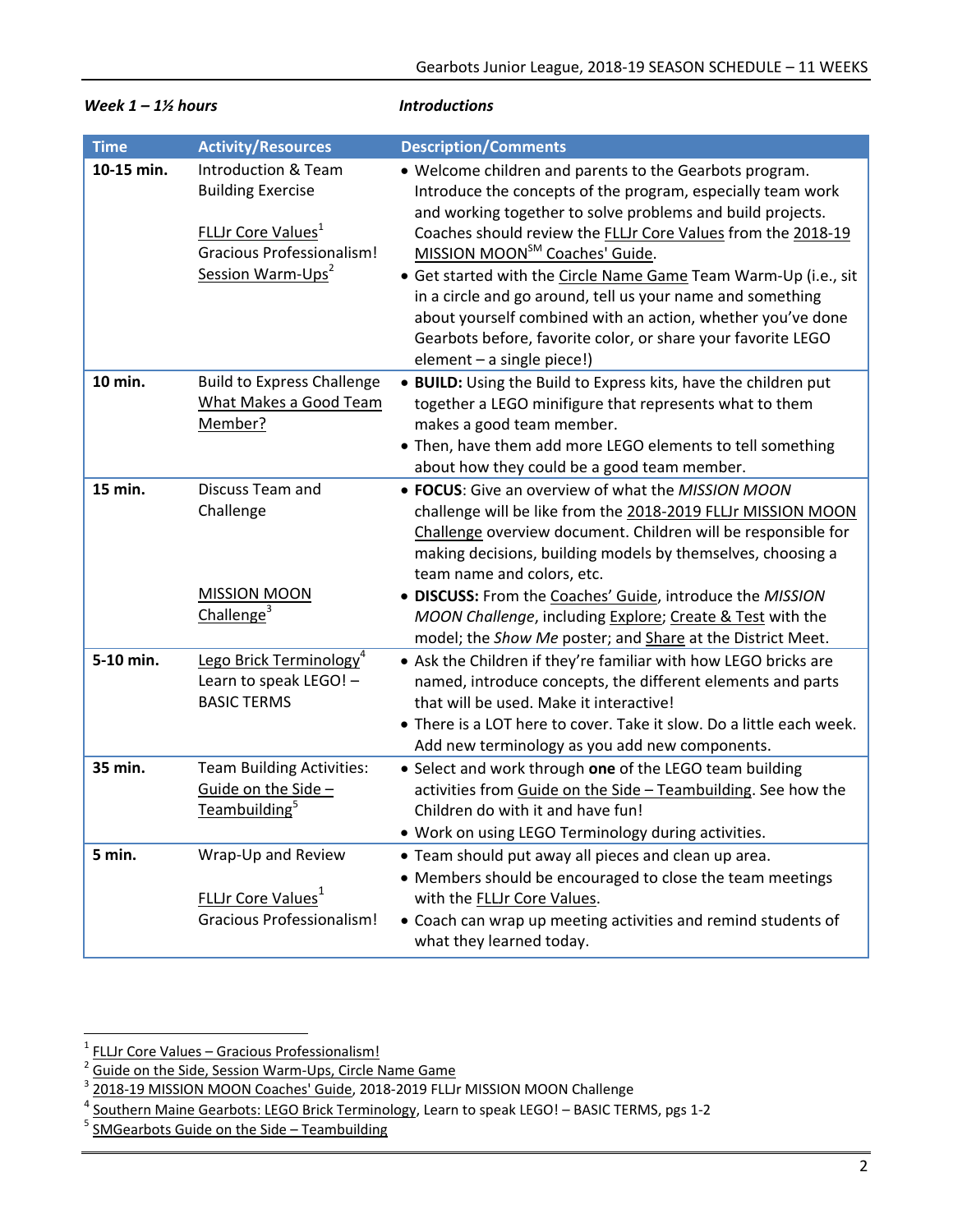***Week 1 – 1½ hours*** ***Introductions***

| Time | Activity/Resources | Description/Comments |
|---|---|---|
| **10-15 min.** | Introduction & Team Building Exercise<br><br>FLLJr Core Values[1]<br>Gracious Professionalism!<br>Session Warm-Ups[2] | • Welcome children and parents to the Gearbots program. Introduce the concepts of the program, especially team work and working together to solve problems and build projects. Coaches should review the FLLJr Core Values from the 2018-19 MISSION MOON℠ Coaches' Guide.<br>• Get started with the Circle Name Game Team Warm-Up (i.e., sit in a circle and go around, tell us your name and something about yourself combined with an action, whether you've done Gearbots before, favorite color, or share your favorite LEGO element – a single piece!) |
| **10 min.** | Build to Express Challenge<br>What Makes a Good Team Member? | • **BUILD:** Using the Build to Express kits, have the children put together a LEGO minifigure that represents what to them makes a good team member.<br>• Then, have them add more LEGO elements to tell something about how they could be a good team member. |
| **15 min.** | Discuss Team and Challenge<br><br>MISSION MOON Challenge[3] | • **FOCUS**: Give an overview of what the *MISSION MOON* challenge will be like from the 2018-2019 FLLJr MISSION MOON Challenge overview document. Children will be responsible for making decisions, building models by themselves, choosing a team name and colors, etc.<br>• **DISCUSS:** From the Coaches' Guide, introduce the *MISSION MOON Challenge*, including Explore; Create & Test with the model; the *Show Me* poster; and Share at the District Meet. |
| **5-10 min.** | Lego Brick Terminology[4]<br>Learn to speak LEGO! – BASIC TERMS | • Ask the Children if they're familiar with how LEGO bricks are named, introduce concepts, the different elements and parts that will be used. Make it interactive!<br>• There is a LOT here to cover. Take it slow. Do a little each week. Add new terminology as you add new components. |
| **35 min.** | Team Building Activities:<br>Guide on the Side – Teambuilding[5] | • Select and work through **one** of the LEGO team building activities from Guide on the Side – Teambuilding. See how the Children do with it and have fun!<br>• Work on using LEGO Terminology during activities. |
| **5 min.** | Wrap-Up and Review<br><br>FLLJr Core Values[1]<br>Gracious Professionalism! | • Team should put away all pieces and clean up area.<br>• Members should be encouraged to close the team meetings with the FLLJr Core Values.<br>• Coach can wrap up meeting activities and remind students of what they learned today. |

---

[1] FLLJr Core Values – Gracious Professionalism!
[2] Guide on the Side, Session Warm-Ups, Circle Name Game
[3] 2018-19 MISSION MOON Coaches' Guide, 2018-2019 FLLJr MISSION MOON Challenge
[4] Southern Maine Gearbots: LEGO Brick Terminology, Learn to speak LEGO! – BASIC TERMS, pgs 1-2
[5] SMGearbots Guide on the Side – Teambuilding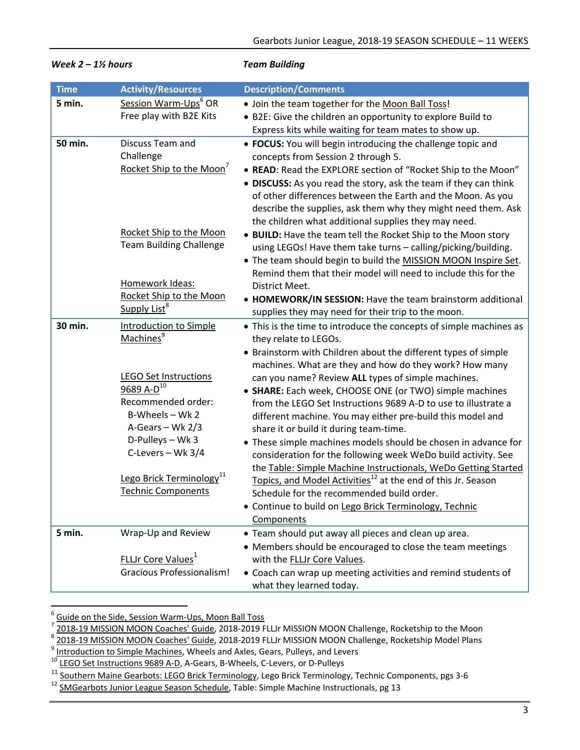*Week 2 – 1½ hours* *Team Building*

| Time | Activity/Resources | Description/Comments |
|---|---|---|
| **5 min.** | Session Warm-Ups[6] OR Free play with B2E Kits | • Join the team together for the Moon Ball Toss!<br>• B2E: Give the children an opportunity to explore Build to Express kits while waiting for team mates to show up. |
| **50 min.** | Discuss Team and Challenge<br>Rocket Ship to the Moon[7]<br><br>Rocket Ship to the Moon Team Building Challenge<br><br>Homework Ideas: Rocket Ship to the Moon Supply List[8] | • **FOCUS:** You will begin introducing the challenge topic and concepts from Session 2 through 5.<br>• **READ**: Read the EXPLORE section of "Rocket Ship to the Moon"<br>• **DISCUSS:** As you read the story, ask the team if they can think of other differences between the Earth and the Moon. As you describe the supplies, ask them why they might need them. Ask the children what additional supplies they may need.<br>• **BUILD:** Have the team tell the Rocket Ship to the Moon story using LEGOs! Have them take turns – calling/picking/building.<br>• The team should begin to build the MISSION MOON Inspire Set. Remind them that their model will need to include this for the District Meet.<br>• **HOMEWORK/IN SESSION:** Have the team brainstorm additional supplies they may need for their trip to the moon. |
| **30 min.** | Introduction to Simple Machines[9]<br><br>LEGO Set Instructions 9689 A-D[10]<br>Recommended order:<br>B-Wheels – Wk 2<br>A-Gears – Wk 2/3<br>D-Pulleys – Wk 3<br>C-Levers – Wk 3/4<br><br>Lego Brick Terminology[11] Technic Components | • This is the time to introduce the concepts of simple machines as they relate to LEGOs.<br>• Brainstorm with Children about the different types of simple machines. What are they and how do they work? How many can you name? Review **ALL** types of simple machines.<br>• **SHARE:** Each week, CHOOSE ONE (or TWO) simple machines from the LEGO Set Instructions 9689 A-D to use to illustrate a different machine. You may either pre-build this model and share it or build it during team-time.<br>• These simple machines models should be chosen in advance for consideration for the following week WeDo build activity. See the Table: Simple Machine Instructionals, WeDo Getting Started Topics, and Model Activities[12] at the end of this Jr. Season Schedule for the recommended build order.<br>• Continue to build on Lego Brick Terminology, Technic Components |
| **5 min.** | Wrap-Up and Review<br><br>FLLJr Core Values[1]<br>Gracious Professionalism! | • Team should put away all pieces and clean up area.<br>• Members should be encouraged to close the team meetings with the FLLJr Core Values.<br>• Coach can wrap up meeting activities and remind students of what they learned today. |

[6] Guide on the Side, Session Warm-Ups, Moon Ball Toss
[7] 2018-19 MISSION MOON Coaches' Guide, 2018-2019 FLLJr MISSION MOON Challenge, Rocketship to the Moon
[8] 2018-19 MISSION MOON Coaches' Guide, 2018-2019 FLLJr MISSION MOON Challenge, Rocketship Model Plans
[9] Introduction to Simple Machines, Wheels and Axles, Gears, Pulleys, and Levers
[10] LEGO Set Instructions 9689 A-D, A-Gears, B-Wheels, C-Levers, or D-Pulleys
[11] Southern Maine Gearbots: LEGO Brick Terminology, Lego Brick Terminology, Technic Components, pgs 3-6
[12] SMGearbots Junior League Season Schedule, Table: Simple Machine Instructionals, pg 13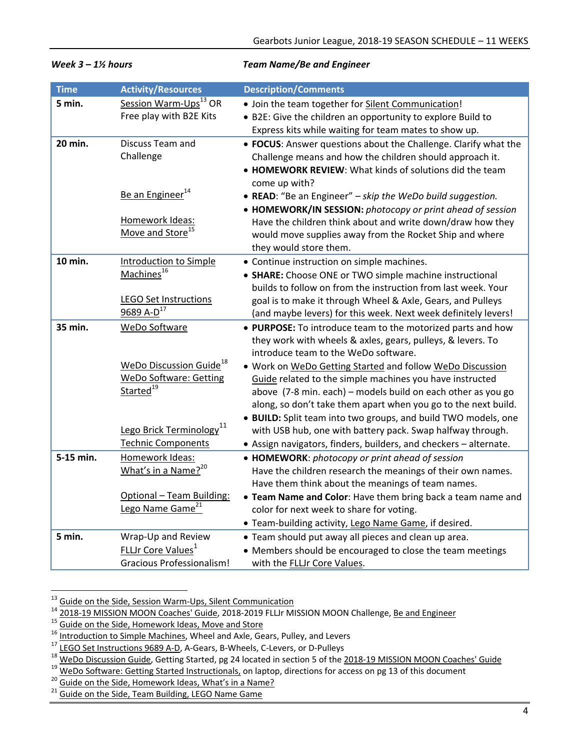*Week 3 – 1½ hours* *Team Name/Be and Engineer*

| Time | Activity/Resources | Description/Comments |
| --- | --- | --- |
| 5 min. | Session Warm-Ups[13] OR Free play with B2E Kits | • Join the team together for Silent Communication!<br>• B2E: Give the children an opportunity to explore Build to Express kits while waiting for team mates to show up. |
| 20 min. | Discuss Team and Challenge<br><br>Be an Engineer[14]<br><br>Homework Ideas: Move and Store[15] | • **FOCUS**: Answer questions about the Challenge. Clarify what the Challenge means and how the children should approach it.<br>• **HOMEWORK REVIEW**: What kinds of solutions did the team come up with?<br>• **READ**: "Be an Engineer" – *skip the WeDo build suggestion.*<br>• **HOMEWORK/IN SESSION:** *photocopy or print ahead of session* Have the children think about and write down/draw how they would move supplies away from the Rocket Ship and where they would store them. |
| 10 min. | Introduction to Simple Machines[16]<br><br>LEGO Set Instructions 9689 A-D[17] | • Continue instruction on simple machines.<br>• **SHARE:** Choose ONE or TWO simple machine instructional builds to follow on from the instruction from last week. Your goal is to make it through Wheel & Axle, Gears, and Pulleys (and maybe levers) for this week. Next week definitely levers! |
| 35 min. | WeDo Software<br><br>WeDo Discussion Guide[18]<br>WeDo Software: Getting Started[19]<br><br>Lego Brick Terminology[11]<br>Technic Components | • **PURPOSE:** To introduce team to the motorized parts and how they work with wheels & axles, gears, pulleys, & levers. To introduce team to the WeDo software.<br>• Work on WeDo Getting Started and follow WeDo Discussion Guide related to the simple machines you have instructed above (7-8 min. each) – models build on each other as you go along, so don't take them apart when you go to the next build.<br>• **BUILD:** Split team into two groups, and build TWO models, one with USB hub, one with battery pack. Swap halfway through.<br>• Assign navigators, finders, builders, and checkers – alternate. |
| 5-15 min. | Homework Ideas: What's in a Name?[20]<br><br>Optional – Team Building: Lego Name Game[21] | • **HOMEWORK**: *photocopy or print ahead of session* Have the children research the meanings of their own names. Have them think about the meanings of team names.<br>• **Team Name and Color**: Have them bring back a team name and color for next week to share for voting.<br>• Team-building activity, Lego Name Game, if desired. |
| 5 min. | Wrap-Up and Review<br>FLLJr Core Values[1]<br>Gracious Professionalism! | • Team should put away all pieces and clean up area.<br>• Members should be encouraged to close the team meetings with the FLLJr Core Values. |

[13] Guide on the Side, Session Warm-Ups, Silent Communication
[14] 2018-19 MISSION MOON Coaches' Guide, 2018-2019 FLLJr MISSION MOON Challenge, Be and Engineer
[15] Guide on the Side, Homework Ideas, Move and Store
[16] Introduction to Simple Machines, Wheel and Axle, Gears, Pulley, and Levers
[17] LEGO Set Instructions 9689 A-D, A-Gears, B-Wheels, C-Levers, or D-Pulleys
[18] WeDo Discussion Guide, Getting Started, pg 24 located in section 5 of the 2018-19 MISSION MOON Coaches' Guide
[19] WeDo Software: Getting Started Instructionals, on laptop, directions for access on pg 13 of this document
[20] Guide on the Side, Homework Ideas, What's in a Name?
[21] Guide on the Side, Team Building, LEGO Name Game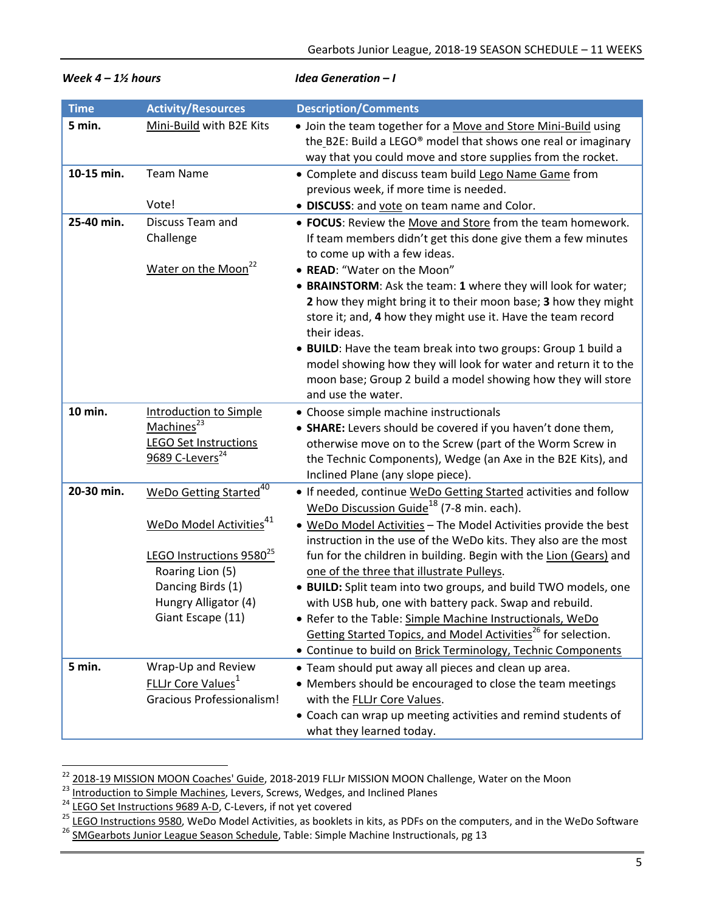***Week 4 – 1½ hours*** ***Idea Generation – I***

| Time | Activity/Resources | Description/Comments |
|---|---|---|
| **5 min.** | Mini-Build with B2E Kits | • Join the team together for a Move and Store Mini-Build using the B2E: Build a LEGO® model that shows one real or imaginary way that you could move and store supplies from the rocket. |
| **10-15 min.** | Team Name<br><br>Vote! | • Complete and discuss team build Lego Name Game from previous week, if more time is needed.<br>• **DISCUSS**: and vote on team name and Color. |
| **25-40 min.** | Discuss Team and Challenge<br><br>Water on the Moon[22] | • **FOCUS**: Review the Move and Store from the team homework. If team members didn't get this done give them a few minutes to come up with a few ideas.<br>• **READ**: "Water on the Moon"<br>• **BRAINSTORM**: Ask the team: **1** where they will look for water; **2** how they might bring it to their moon base; **3** how they might store it; and, **4** how they might use it. Have the team record their ideas.<br>• **BUILD**: Have the team break into two groups: Group 1 build a model showing how they will look for water and return it to the moon base; Group 2 build a model showing how they will store and use the water. |
| **10 min.** | Introduction to Simple Machines[23]<br>LEGO Set Instructions 9689 C-Levers[24] | • Choose simple machine instructionals<br>• **SHARE:** Levers should be covered if you haven't done them, otherwise move on to the Screw (part of the Worm Screw in the Technic Components), Wedge (an Axe in the B2E Kits), and Inclined Plane (any slope piece). |
| **20-30 min.** | WeDo Getting Started[40]<br><br>WeDo Model Activities[41]<br><br>LEGO Instructions 9580[25]<br>Roaring Lion (5)<br>Dancing Birds (1)<br>Hungry Alligator (4)<br>Giant Escape (11) | • If needed, continue WeDo Getting Started activities and follow WeDo Discussion Guide[18] (7-8 min. each).<br>• WeDo Model Activities – The Model Activities provide the best instruction in the use of the WeDo kits. They also are the most fun for the children in building. Begin with the Lion (Gears) and one of the three that illustrate Pulleys.<br>• **BUILD:** Split team into two groups, and build TWO models, one with USB hub, one with battery pack. Swap and rebuild.<br>• Refer to the Table: Simple Machine Instructionals, WeDo Getting Started Topics, and Model Activities[26] for selection.<br>• Continue to build on Brick Terminology, Technic Components |
| **5 min.** | Wrap-Up and Review<br>FLLJr Core Values[1]<br>Gracious Professionalism! | • Team should put away all pieces and clean up area.<br>• Members should be encouraged to close the team meetings with the FLLJr Core Values.<br>• Coach can wrap up meeting activities and remind students of what they learned today. |

[22] 2018-19 MISSION MOON Coaches' Guide, 2018-2019 FLLJr MISSION MOON Challenge, Water on the Moon
[23] Introduction to Simple Machines, Levers, Screws, Wedges, and Inclined Planes
[24] LEGO Set Instructions 9689 A-D, C-Levers, if not yet covered
[25] LEGO Instructions 9580, WeDo Model Activities, as booklets in kits, as PDFs on the computers, and in the WeDo Software
[26] SMGearbots Junior League Season Schedule, Table: Simple Machine Instructionals, pg 13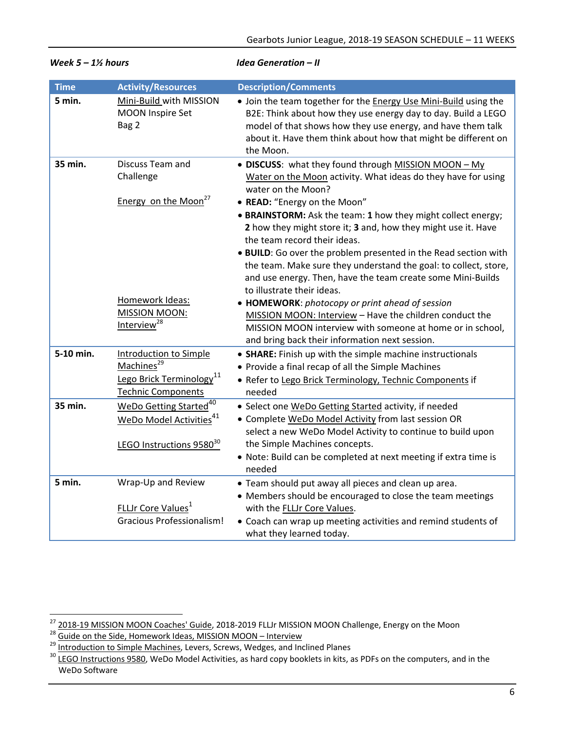*Week 5 – 1½ hours* *Idea Generation – II*

| Time | Activity/Resources | Description/Comments |
|---|---|---|
| **5 min.** | Mini-Build with MISSION MOON Inspire Set Bag 2 | • Join the team together for the Energy Use Mini-Build using the B2E: Think about how they use energy day to day. Build a LEGO model of that shows how they use energy, and have them talk about it. Have them think about how that might be different on the Moon. |
| **35 min.** | Discuss Team and Challenge<br><br>Energy on the Moon[27]<br><br>Homework Ideas: MISSION MOON: Interview[28] | • **DISCUSS**: what they found through MISSION MOON – My Water on the Moon activity. What ideas do they have for using water on the Moon?<br>• **READ:** "Energy on the Moon"<br>• **BRAINSTORM:** Ask the team: **1** how they might collect energy; **2** how they might store it; **3** and, how they might use it. Have the team record their ideas.<br>• **BUILD**: Go over the problem presented in the Read section with the team. Make sure they understand the goal: to collect, store, and use energy. Then, have the team create some Mini-Builds to illustrate their ideas.<br>• **HOMEWORK**: *photocopy or print ahead of session* MISSION MOON: Interview – Have the children conduct the MISSION MOON interview with someone at home or in school, and bring back their information next session. |
| **5-10 min.** | Introduction to Simple Machines[29]<br>Lego Brick Terminology[11] Technic Components | • **SHARE:** Finish up with the simple machine instructionals<br>• Provide a final recap of all the Simple Machines<br>• Refer to Lego Brick Terminology, Technic Components if needed |
| **35 min.** | WeDo Getting Started[40]<br>WeDo Model Activities[41]<br><br>LEGO Instructions 9580[30] | • Select one WeDo Getting Started activity, if needed<br>• Complete WeDo Model Activity from last session OR select a new WeDo Model Activity to continue to build upon the Simple Machines concepts.<br>• Note: Build can be completed at next meeting if extra time is needed |
| **5 min.** | Wrap-Up and Review<br><br>FLLJr Core Values[1]<br>Gracious Professionalism! | • Team should put away all pieces and clean up area.<br>• Members should be encouraged to close the team meetings with the FLLJr Core Values.<br>• Coach can wrap up meeting activities and remind students of what they learned today. |

[27] 2018-19 MISSION MOON Coaches' Guide, 2018-2019 FLLJr MISSION MOON Challenge, Energy on the Moon
[28] Guide on the Side, Homework Ideas, MISSION MOON – Interview
[29] Introduction to Simple Machines, Levers, Screws, Wedges, and Inclined Planes
[30] LEGO Instructions 9580, WeDo Model Activities, as hard copy booklets in kits, as PDFs on the computers, and in the WeDo Software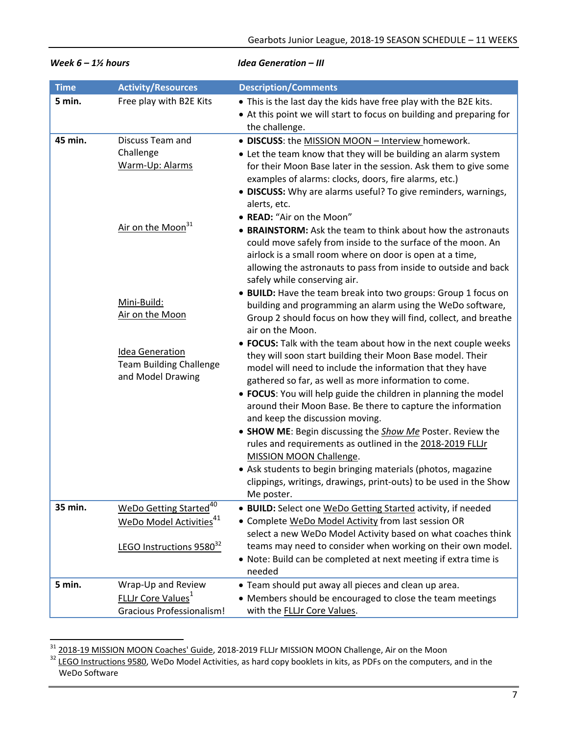*Week 6 – 1½ hours* *Idea Generation – III*

| Time | Activity/Resources | Description/Comments |
|---|---|---|
| **5 min.** | Free play with B2E Kits | • This is the last day the kids have free play with the B2E kits.<br>• At this point we will start to focus on building and preparing for the challenge. |
| **45 min.** | Discuss Team and Challenge<br>Warm-Up: Alarms<br><br>Air on the Moon[31]<br><br>Mini-Build:<br>Air on the Moon<br><br>Idea Generation<br>Team Building Challenge and Model Drawing | • **DISCUSS**: the MISSION MOON – Interview homework.<br>• Let the team know that they will be building an alarm system for their Moon Base later in the session. Ask them to give some examples of alarms: clocks, doors, fire alarms, etc.)<br>• **DISCUSS:** Why are alarms useful? To give reminders, warnings, alerts, etc.<br>• **READ:** "Air on the Moon"<br>• **BRAINSTORM:** Ask the team to think about how the astronauts could move safely from inside to the surface of the moon. An airlock is a small room where on door is open at a time, allowing the astronauts to pass from inside to outside and back safely while conserving air.<br>• **BUILD:** Have the team break into two groups: Group 1 focus on building and programming an alarm using the WeDo software, Group 2 should focus on how they will find, collect, and breathe air on the Moon.<br>• **FOCUS:** Talk with the team about how in the next couple weeks they will soon start building their Moon Base model. Their model will need to include the information that they have gathered so far, as well as more information to come.<br>• **FOCUS**: You will help guide the children in planning the model around their Moon Base. Be there to capture the information and keep the discussion moving.<br>• **SHOW ME**: Begin discussing the *Show Me* Poster. Review the rules and requirements as outlined in the 2018-2019 FLLJr MISSION MOON Challenge.<br>• Ask students to begin bringing materials (photos, magazine clippings, writings, drawings, print-outs) to be used in the Show Me poster. |
| **35 min.** | WeDo Getting Started[40]<br>WeDo Model Activities[41]<br><br>LEGO Instructions 9580[32] | • **BUILD:** Select one WeDo Getting Started activity, if needed<br>• Complete WeDo Model Activity from last session OR select a new WeDo Model Activity based on what coaches think teams may need to consider when working on their own model.<br>• Note: Build can be completed at next meeting if extra time is needed |
| **5 min.** | Wrap-Up and Review<br>FLLJr Core Values[1]<br>Gracious Professionalism! | • Team should put away all pieces and clean up area.<br>• Members should be encouraged to close the team meetings with the FLLJr Core Values. |

[31] 2018-19 MISSION MOON Coaches' Guide, 2018-2019 FLLJr MISSION MOON Challenge, Air on the Moon

[32] LEGO Instructions 9580, WeDo Model Activities, as hard copy booklets in kits, as PDFs on the computers, and in the WeDo Software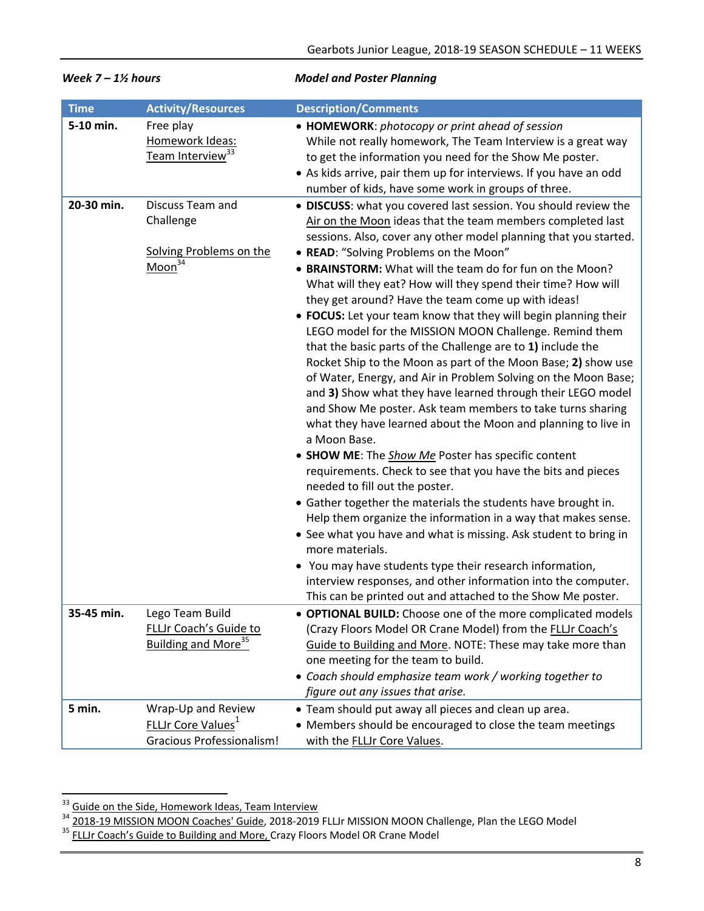*Week 7 – 1½ hours* ***Model and Poster Planning***

| Time | Activity/Resources | Description/Comments |
|---|---|---|
| **5-10 min.** | Free play<br>Homework Ideas: Team Interview[33] | • **HOMEWORK**: *photocopy or print ahead of session*<br>While not really homework, The Team Interview is a great way to get the information you need for the Show Me poster.<br>• As kids arrive, pair them up for interviews. If you have an odd number of kids, have some work in groups of three. |
| **20-30 min.** | Discuss Team and Challenge<br><br>Solving Problems on the Moon[34] | • **DISCUSS**: what you covered last session. You should review the Air on the Moon ideas that the team members completed last sessions. Also, cover any other model planning that you started.<br>• **READ**: "Solving Problems on the Moon"<br>• **BRAINSTORM:** What will the team do for fun on the Moon? What will they eat? How will they spend their time? How will they get around? Have the team come up with ideas!<br>• **FOCUS:** Let your team know that they will begin planning their LEGO model for the MISSION MOON Challenge. Remind them that the basic parts of the Challenge are to **1)** include the Rocket Ship to the Moon as part of the Moon Base; **2)** show use of Water, Energy, and Air in Problem Solving on the Moon Base; and **3)** Show what they have learned through their LEGO model and Show Me poster. Ask team members to take turns sharing what they have learned about the Moon and planning to live in a Moon Base.<br>• **SHOW ME**: The *Show Me* Poster has specific content requirements. Check to see that you have the bits and pieces needed to fill out the poster.<br>• Gather together the materials the students have brought in. Help them organize the information in a way that makes sense.<br>• See what you have and what is missing. Ask student to bring in more materials.<br>• You may have students type their research information, interview responses, and other information into the computer. This can be printed out and attached to the Show Me poster. |
| **35-45 min.** | Lego Team Build<br>FLLJr Coach's Guide to Building and More[35] | • **OPTIONAL BUILD:** Choose one of the more complicated models (Crazy Floors Model OR Crane Model) from the FLLJr Coach's Guide to Building and More. NOTE: These may take more than one meeting for the team to build.<br>• *Coach should emphasize team work / working together to figure out any issues that arise.* |
| **5 min.** | Wrap-Up and Review<br>FLLJr Core Values[1]<br>Gracious Professionalism! | • Team should put away all pieces and clean up area.<br>• Members should be encouraged to close the team meetings with the FLLJr Core Values. |

[33] Guide on the Side, Homework Ideas, Team Interview

[34] 2018-19 MISSION MOON Coaches' Guide, 2018-2019 FLLJr MISSION MOON Challenge, Plan the LEGO Model

[35] FLLJr Coach's Guide to Building and More, Crazy Floors Model OR Crane Model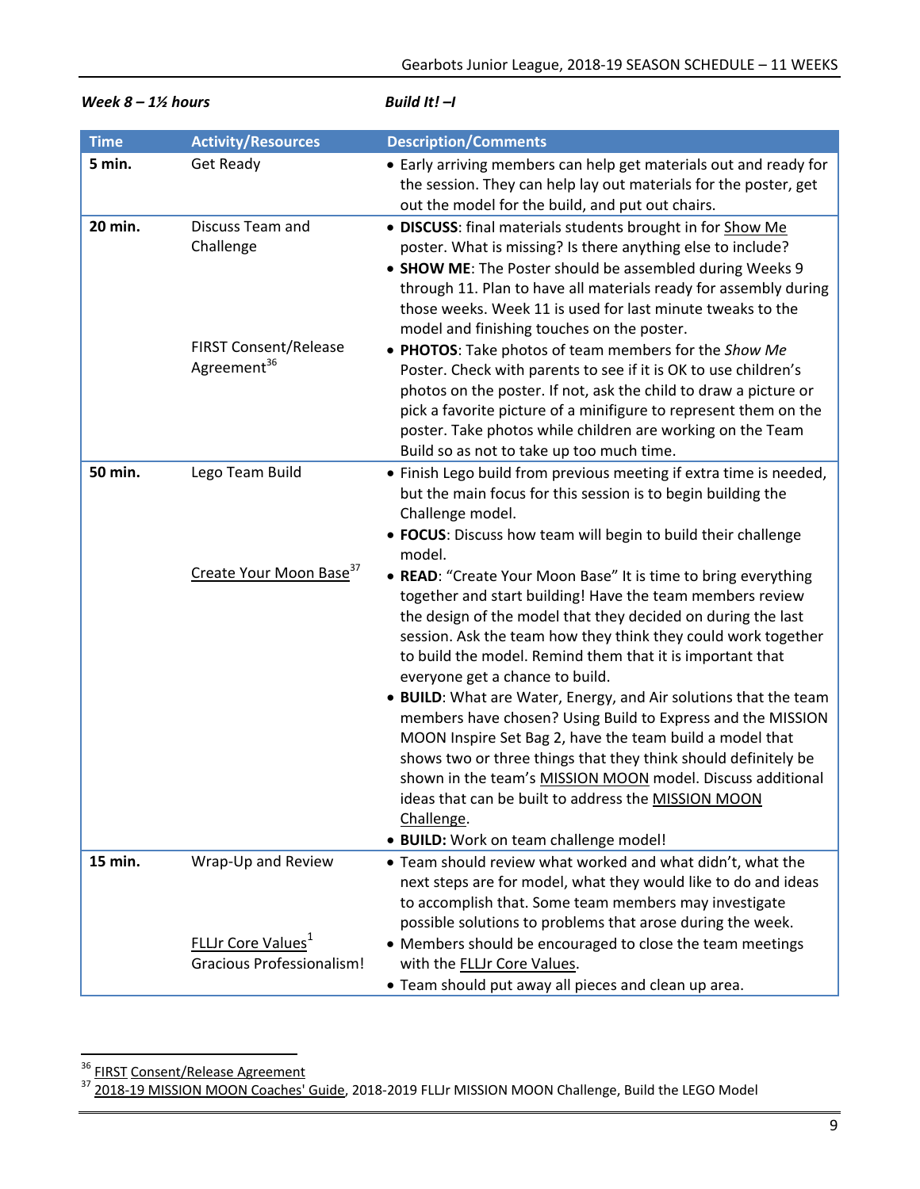*Week 8 – 1½ hours* *Build It! –I*

| Time | Activity/Resources | Description/Comments |
|---|---|---|
| **5 min.** | Get Ready | • Early arriving members can help get materials out and ready for the session. They can help lay out materials for the poster, get out the model for the build, and put out chairs. |
| **20 min.** | Discuss Team and Challenge<br><br>FIRST Consent/Release Agreement[36] | • **DISCUSS**: final materials students brought in for Show Me poster. What is missing? Is there anything else to include?<br>• **SHOW ME**: The Poster should be assembled during Weeks 9 through 11. Plan to have all materials ready for assembly during those weeks. Week 11 is used for last minute tweaks to the model and finishing touches on the poster.<br>• **PHOTOS**: Take photos of team members for the *Show Me* Poster. Check with parents to see if it is OK to use children's photos on the poster. If not, ask the child to draw a picture or pick a favorite picture of a minifigure to represent them on the poster. Take photos while children are working on the Team Build so as not to take up too much time. |
| **50 min.** | Lego Team Build<br><br>Create Your Moon Base[37] | • Finish Lego build from previous meeting if extra time is needed, but the main focus for this session is to begin building the Challenge model.<br>• **FOCUS**: Discuss how team will begin to build their challenge model.<br>• **READ**: "Create Your Moon Base" It is time to bring everything together and start building! Have the team members review the design of the model that they decided on during the last session. Ask the team how they think they could work together to build the model. Remind them that it is important that everyone get a chance to build.<br>• **BUILD**: What are Water, Energy, and Air solutions that the team members have chosen? Using Build to Express and the MISSION MOON Inspire Set Bag 2, have the team build a model that shows two or three things that they think should definitely be shown in the team's MISSION MOON model. Discuss additional ideas that can be built to address the MISSION MOON Challenge.<br>• **BUILD:** Work on team challenge model! |
| **15 min.** | Wrap-Up and Review<br><br>FLLJr Core Values[1]<br>Gracious Professionalism! | • Team should review what worked and what didn't, what the next steps are for model, what they would like to do and ideas to accomplish that. Some team members may investigate possible solutions to problems that arose during the week.<br>• Members should be encouraged to close the team meetings with the FLLJr Core Values.<br>• Team should put away all pieces and clean up area. |

[36] FIRST Consent/Release Agreement
[37] 2018-19 MISSION MOON Coaches' Guide, 2018-2019 FLLJr MISSION MOON Challenge, Build the LEGO Model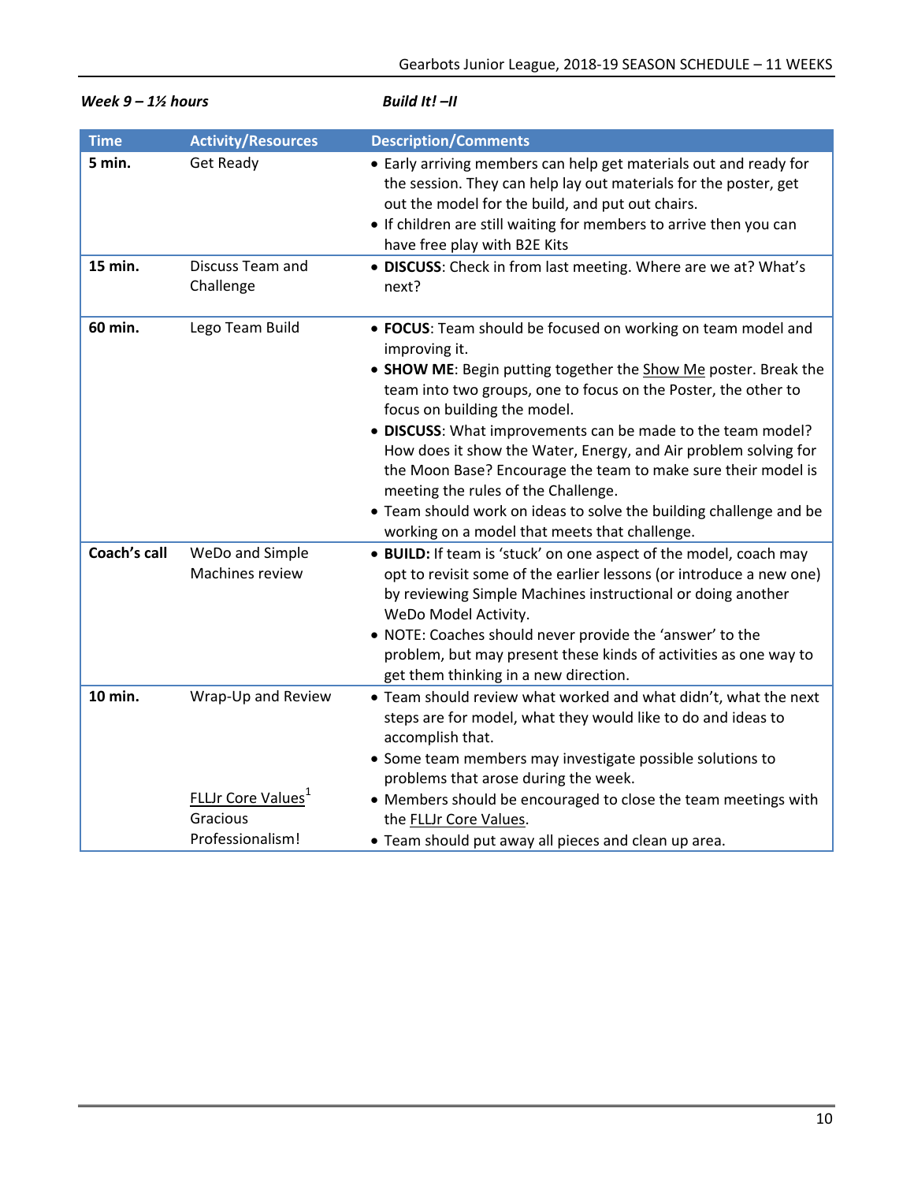*Week 9 – 1½ hours* *Build It! –II*

| Time | Activity/Resources | Description/Comments |
|---|---|---|
| **5 min.** | Get Ready | • Early arriving members can help get materials out and ready for the session. They can help lay out materials for the poster, get out the model for the build, and put out chairs.<br>• If children are still waiting for members to arrive then you can have free play with B2E Kits |
| **15 min.** | Discuss Team and Challenge | • **DISCUSS**: Check in from last meeting. Where are we at? What's next? |
| **60 min.** | Lego Team Build | • **FOCUS**: Team should be focused on working on team model and improving it.<br>• **SHOW ME**: Begin putting together the Show Me poster. Break the team into two groups, one to focus on the Poster, the other to focus on building the model.<br>• **DISCUSS**: What improvements can be made to the team model? How does it show the Water, Energy, and Air problem solving for the Moon Base? Encourage the team to make sure their model is meeting the rules of the Challenge.<br>• Team should work on ideas to solve the building challenge and be working on a model that meets that challenge. |
| **Coach's call** | WeDo and Simple Machines review | • **BUILD:** If team is 'stuck' on one aspect of the model, coach may opt to revisit some of the earlier lessons (or introduce a new one) by reviewing Simple Machines instructional or doing another WeDo Model Activity.<br>• NOTE: Coaches should never provide the 'answer' to the problem, but may present these kinds of activities as one way to get them thinking in a new direction. |
| **10 min.** | Wrap-Up and Review<br><br>FLLJr Core Values[1]<br>Gracious Professionalism! | • Team should review what worked and what didn't, what the next steps are for model, what they would like to do and ideas to accomplish that.<br>• Some team members may investigate possible solutions to problems that arose during the week.<br>• Members should be encouraged to close the team meetings with the FLLJr Core Values.<br>• Team should put away all pieces and clean up area. |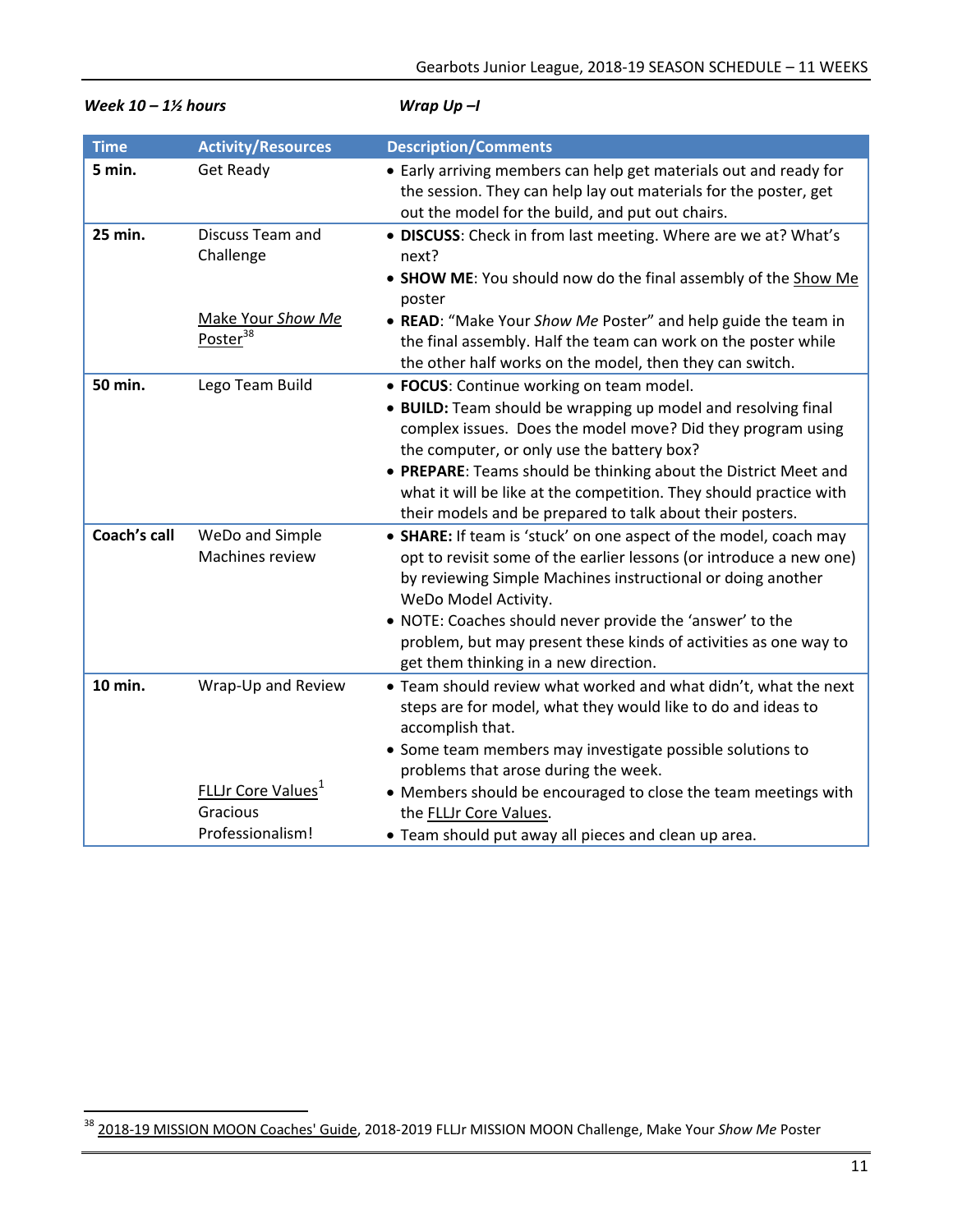**_Week 10 – 1½ hours_** **_Wrap Up –I_**

| Time | Activity/Resources | Description/Comments |
|---|---|---|
| **5 min.** | Get Ready | • Early arriving members can help get materials out and ready for the session. They can help lay out materials for the poster, get out the model for the build, and put out chairs. |
| **25 min.** | Discuss Team and Challenge<br><br>Make Your *Show Me* Poster[38] | • **DISCUSS**: Check in from last meeting. Where are we at? What's next?<br>• **SHOW ME**: You should now do the final assembly of the Show Me poster<br>• **READ**: "Make Your *Show Me* Poster" and help guide the team in the final assembly. Half the team can work on the poster while the other half works on the model, then they can switch. |
| **50 min.** | Lego Team Build | • **FOCUS**: Continue working on team model.<br>• **BUILD:** Team should be wrapping up model and resolving final complex issues. Does the model move? Did they program using the computer, or only use the battery box?<br>• **PREPARE**: Teams should be thinking about the District Meet and what it will be like at the competition. They should practice with their models and be prepared to talk about their posters. |
| **Coach's call** | WeDo and Simple Machines review | • **SHARE:** If team is 'stuck' on one aspect of the model, coach may opt to revisit some of the earlier lessons (or introduce a new one) by reviewing Simple Machines instructional or doing another WeDo Model Activity.<br>• NOTE: Coaches should never provide the 'answer' to the problem, but may present these kinds of activities as one way to get them thinking in a new direction. |
| **10 min.** | Wrap-Up and Review<br><br>FLLJr Core Values[1]<br>Gracious Professionalism! | • Team should review what worked and what didn't, what the next steps are for model, what they would like to do and ideas to accomplish that.<br>• Some team members may investigate possible solutions to problems that arose during the week.<br>• Members should be encouraged to close the team meetings with the FLLJr Core Values.<br>• Team should put away all pieces and clean up area. |

[38] 2018-19 MISSION MOON Coaches' Guide, 2018-2019 FLLJr MISSION MOON Challenge, Make Your *Show Me* Poster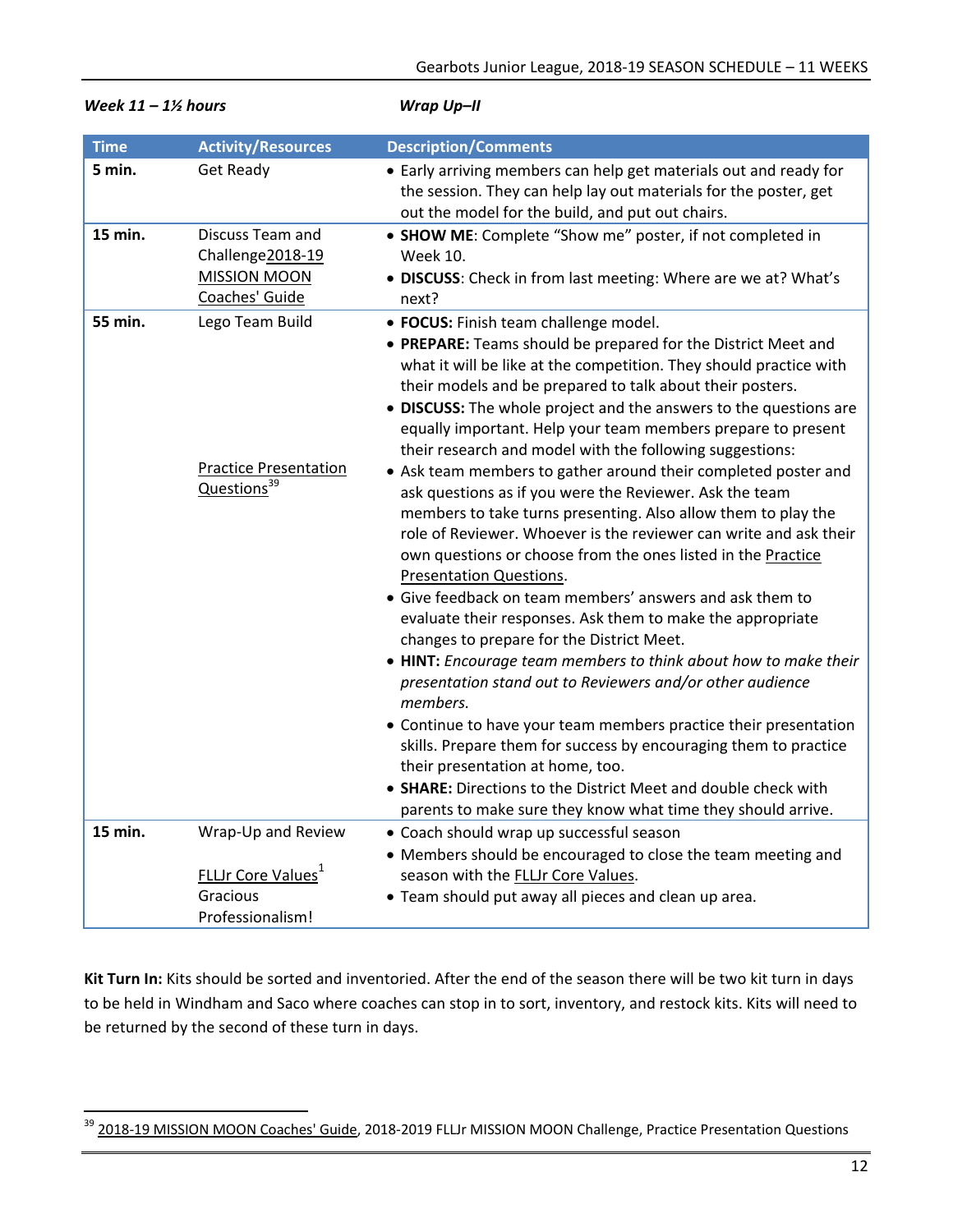**_Week 11 – 1½ hours_** **_Wrap Up–II_**

| Time | Activity/Resources | Description/Comments |
|---|---|---|
| **5 min.** | Get Ready | • Early arriving members can help get materials out and ready for the session. They can help lay out materials for the poster, get out the model for the build, and put out chairs. |
| **15 min.** | Discuss Team and Challenge2018-19 MISSION MOON Coaches' Guide | • **SHOW ME**: Complete "Show me" poster, if not completed in Week 10. <br> • **DISCUSS**: Check in from last meeting: Where are we at? What's next? |
| **55 min.** | Lego Team Build <br><br><br><br><br><br> Practice Presentation Questions[39] | • **FOCUS:** Finish team challenge model. <br> • **PREPARE:** Teams should be prepared for the District Meet and what it will be like at the competition. They should practice with their models and be prepared to talk about their posters. <br> • **DISCUSS:** The whole project and the answers to the questions are equally important. Help your team members prepare to present their research and model with the following suggestions: <br> • Ask team members to gather around their completed poster and ask questions as if you were the Reviewer. Ask the team members to take turns presenting. Also allow them to play the role of Reviewer. Whoever is the reviewer can write and ask their own questions or choose from the ones listed in the Practice Presentation Questions. <br> • Give feedback on team members' answers and ask them to evaluate their responses. Ask them to make the appropriate changes to prepare for the District Meet. <br> • **HINT:** *Encourage team members to think about how to make their presentation stand out to Reviewers and/or other audience members.* <br> • Continue to have your team members practice their presentation skills. Prepare them for success by encouraging them to practice their presentation at home, too. <br> • **SHARE:** Directions to the District Meet and double check with parents to make sure they know what time they should arrive. |
| **15 min.** | Wrap-Up and Review <br><br> FLLJr Core Values[1] Gracious Professionalism! | • Coach should wrap up successful season <br> • Members should be encouraged to close the team meeting and season with the FLLJr Core Values. <br> • Team should put away all pieces and clean up area. |

**Kit Turn In:** Kits should be sorted and inventoried. After the end of the season there will be two kit turn in days to be held in Windham and Saco where coaches can stop in to sort, inventory, and restock kits. Kits will need to be returned by the second of these turn in days.

---

[39] 2018-19 MISSION MOON Coaches' Guide, 2018-2019 FLLJr MISSION MOON Challenge, Practice Presentation Questions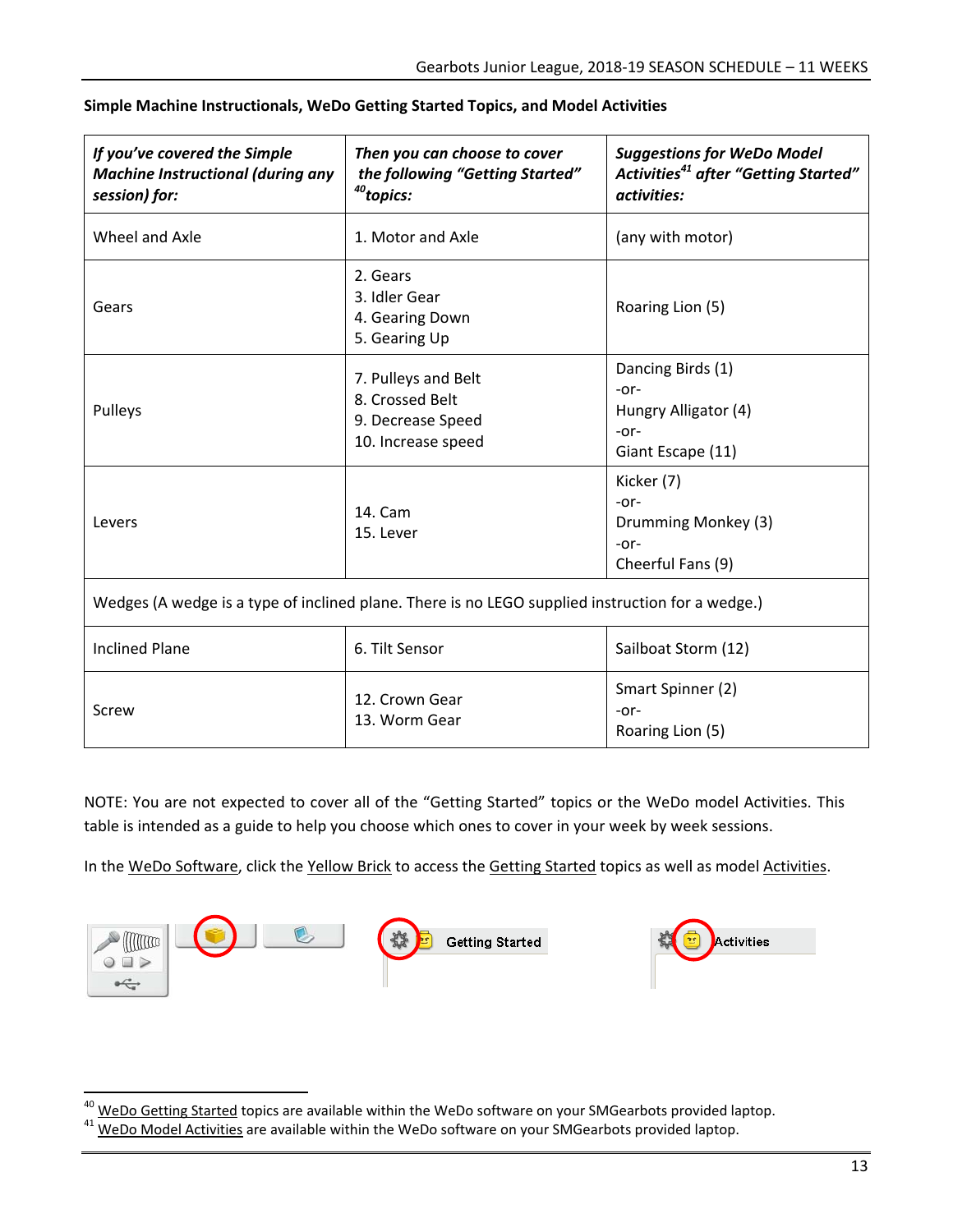**Simple Machine Instructionals, WeDo Getting Started Topics, and Model Activities**

| *If you've covered the Simple Machine Instructional (during any session) for:* | *Then you can choose to cover the following "Getting Started"[40] topics:* | *Suggestions for WeDo Model Activities[41] after "Getting Started" activities:* |
|---|---|---|
| Wheel and Axle | 1. Motor and Axle | (any with motor) |
| Gears | 2. Gears<br>3. Idler Gear<br>4. Gearing Down<br>5. Gearing Up | Roaring Lion (5) |
| Pulleys | 7. Pulleys and Belt<br>8. Crossed Belt<br>9. Decrease Speed<br>10. Increase speed | Dancing Birds (1)<br>-or-<br>Hungry Alligator (4)<br>-or-<br>Giant Escape (11) |
| Levers | 14. Cam<br>15. Lever | Kicker (7)<br>-or-<br>Drumming Monkey (3)<br>-or-<br>Cheerful Fans (9) |
| Wedges (A wedge is a type of inclined plane. There is no LEGO supplied instruction for a wedge.) | | |
| Inclined Plane | 6. Tilt Sensor | Sailboat Storm (12) |
| Screw | 12. Crown Gear<br>13. Worm Gear | Smart Spinner (2)<br>-or-<br>Roaring Lion (5) |

NOTE: You are not expected to cover all of the "Getting Started" topics or the WeDo model Activities. This table is intended as a guide to help you choose which ones to cover in your week by week sessions.

In the WeDo Software, click the Yellow Brick to access the Getting Started topics as well as model Activities.

Getting Started

Activities

[40] WeDo Getting Started topics are available within the WeDo software on your SMGearbots provided laptop.

[41] WeDo Model Activities are available within the WeDo software on your SMGearbots provided laptop.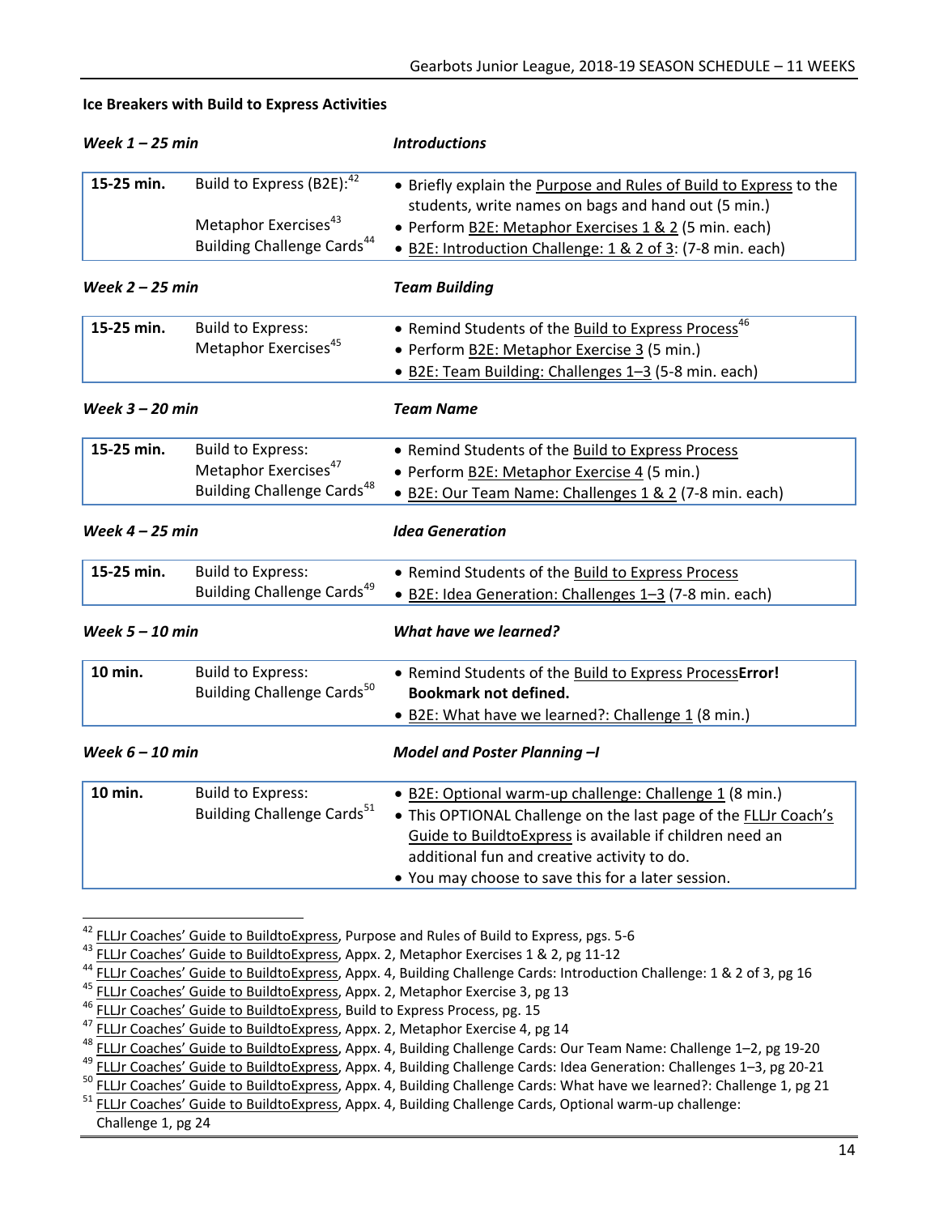**Ice Breakers with Build to Express Activities**

***Week 1 – 25 min*** ***Introductions***

| | | |
|---|---|---|
| **15-25 min.** | Build to Express (B2E):[42]<br><br>Metaphor Exercises[43]<br>Building Challenge Cards[44] | • Briefly explain the Purpose and Rules of Build to Express to the students, write names on bags and hand out (5 min.)<br>• Perform B2E: Metaphor Exercises 1 & 2 (5 min. each)<br>• B2E: Introduction Challenge: 1 & 2 of 3: (7-8 min. each) |

***Week 2 – 25 min*** ***Team Building***

| | | |
|---|---|---|
| **15-25 min.** | Build to Express:<br>Metaphor Exercises[45] | • Remind Students of the Build to Express Process[46]<br>• Perform B2E: Metaphor Exercise 3 (5 min.)<br>• B2E: Team Building: Challenges 1–3 (5-8 min. each) |

***Week 3 – 20 min*** ***Team Name***

| | | |
|---|---|---|
| **15-25 min.** | Build to Express:<br>Metaphor Exercises[47]<br>Building Challenge Cards[48] | • Remind Students of the Build to Express Process<br>• Perform B2E: Metaphor Exercise 4 (5 min.)<br>• B2E: Our Team Name: Challenges 1 & 2 (7-8 min. each) |

***Week 4 – 25 min*** ***Idea Generation***

| | | |
|---|---|---|
| **15-25 min.** | Build to Express:<br>Building Challenge Cards[49] | • Remind Students of the Build to Express Process<br>• B2E: Idea Generation: Challenges 1–3 (7-8 min. each) |

***Week 5 – 10 min*** ***What have we learned?***

| | | |
|---|---|---|
| **10 min.** | Build to Express:<br>Building Challenge Cards[50] | • Remind Students of the Build to Express Process**Error! Bookmark not defined.**<br>• B2E: What have we learned?: Challenge 1 (8 min.) |

***Week 6 – 10 min*** ***Model and Poster Planning –I***

| | | |
|---|---|---|
| **10 min.** | Build to Express:<br>Building Challenge Cards[51] | • B2E: Optional warm-up challenge: Challenge 1 (8 min.)<br>• This OPTIONAL Challenge on the last page of the FLLJr Coach's Guide to BuildtoExpress is available if children need an additional fun and creative activity to do.<br>• You may choose to save this for a later session. |

---

[42] FLLJr Coaches' Guide to BuildtoExpress, Purpose and Rules of Build to Express, pgs. 5-6
[43] FLLJr Coaches' Guide to BuildtoExpress, Appx. 2, Metaphor Exercises 1 & 2, pg 11-12
[44] FLLJr Coaches' Guide to BuildtoExpress, Appx. 4, Building Challenge Cards: Introduction Challenge: 1 & 2 of 3, pg 16
[45] FLLJr Coaches' Guide to BuildtoExpress, Appx. 2, Metaphor Exercise 3, pg 13
[46] FLLJr Coaches' Guide to BuildtoExpress, Build to Express Process, pg. 15
[47] FLLJr Coaches' Guide to BuildtoExpress, Appx. 2, Metaphor Exercise 4, pg 14
[48] FLLJr Coaches' Guide to BuildtoExpress, Appx. 4, Building Challenge Cards: Our Team Name: Challenge 1–2, pg 19-20
[49] FLLJr Coaches' Guide to BuildtoExpress, Appx. 4, Building Challenge Cards: Idea Generation: Challenges 1–3, pg 20-21
[50] FLLJr Coaches' Guide to BuildtoExpress, Appx. 4, Building Challenge Cards: What have we learned?: Challenge 1, pg 21
[51] FLLJr Coaches' Guide to BuildtoExpress, Appx. 4, Building Challenge Cards, Optional warm-up challenge: Challenge 1, pg 24